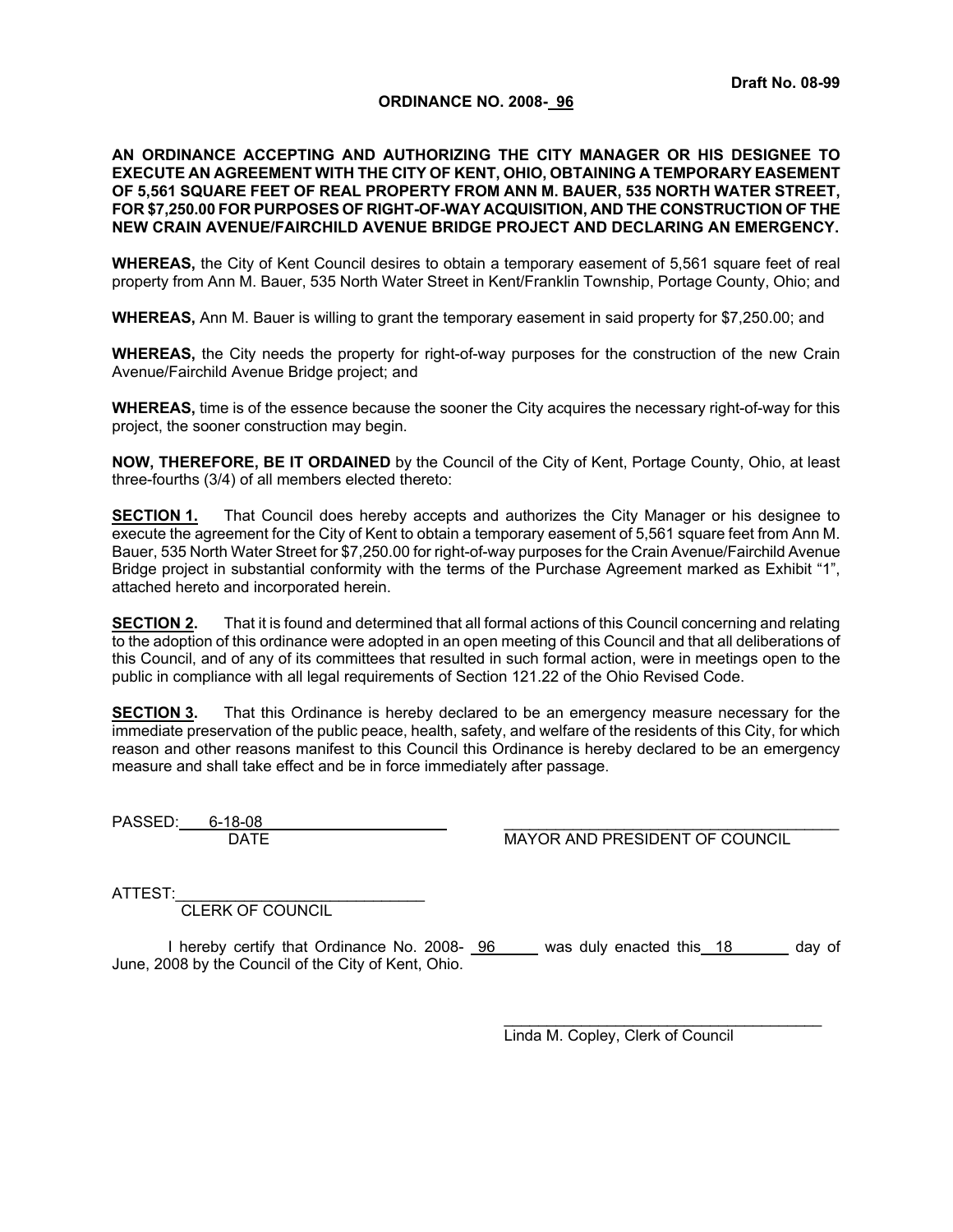Draft No. 08-99

# ORDINANCE NO. 2008- 96

**AN ORDINANCE ACCEPTING AND AUTHORIZING THE CITY MANAGER OR HIS DESIGNEE TO EXECUTE AN AGREEMENT WITH THE CITY OF KENT, OHIO, OBTAINING A TEMPORARY EASEMENT OF 5,561 SQUARE FEET OF REAL PROPERTY FROM ANN M. BAUER, 535 NORTH WATER STREET, FOR $7,250.00 FOR PURPOSES OF RIGHT-OF-WAY ACQUISITION, AND THE CONSTRUCTION OF THE NEW CRAIN AVENUE/FAIRCHILD AVENUE BRIDGE PROJECT AND DECLARING AN EMERGENCY.**

**WHEREAS,** the City of Kent Council desires to obtain a temporary easement of 5,561 square feet of real property from Ann M. Bauer, 535 North Water Street in Kent/Franklin Township, Portage County, Ohio; and

**WHEREAS,** Ann M. Bauer is willing to grant the temporary easement in said property for $7,250.00; and

**WHEREAS,** the City needs the property for right-of-way purposes for the construction of the new Crain Avenue/Fairchild Avenue Bridge project; and

**WHEREAS,** time is of the essence because the sooner the City acquires the necessary right-of-way for this project, the sooner construction may begin.

**NOW, THEREFORE, BE IT ORDAINED** by the Council of the City of Kent, Portage County, Ohio, at least three-fourths (3/4) of all members elected thereto:

**SECTION 1.** That Council does hereby accepts and authorizes the City Manager or his designee to execute the agreement for the City of Kent to obtain a temporary easement of 5,561 square feet from Ann M. Bauer, 535 North Water Street for $7,250.00 for right-of-way purposes for the Crain Avenue/Fairchild Avenue Bridge project in substantial conformity with the terms of the Purchase Agreement marked as Exhibit "1", attached hereto and incorporated herein.

**SECTION 2.** That it is found and determined that all formal actions of this Council concerning and relating to the adoption of this ordinance were adopted in an open meeting of this Council and that all deliberations of this Council, and of any of its committees that resulted in such formal action, were in meetings open to the public in compliance with all legal requirements of Section 121.22 of the Ohio Revised Code.

**SECTION 3.** That this Ordinance is hereby declared to be an emergency measure necessary for the immediate preservation of the public peace, health, safety, and welfare of the residents of this City, for which reason and other reasons manifest to this Council this Ordinance is hereby declared to be an emergency measure and shall take effect and be in force immediately after passage.

PASSED: 6-18-08
DATE

_______________________________________
MAYOR AND PRESIDENT OF COUNCIL

ATTEST: ____________________________
CLERK OF COUNCIL

I hereby certify that Ordinance No. 2008- 96 was duly enacted this 18 day of June, 2008 by the Council of the City of Kent, Ohio.

_______________________________________
Linda M. Copley, Clerk of Council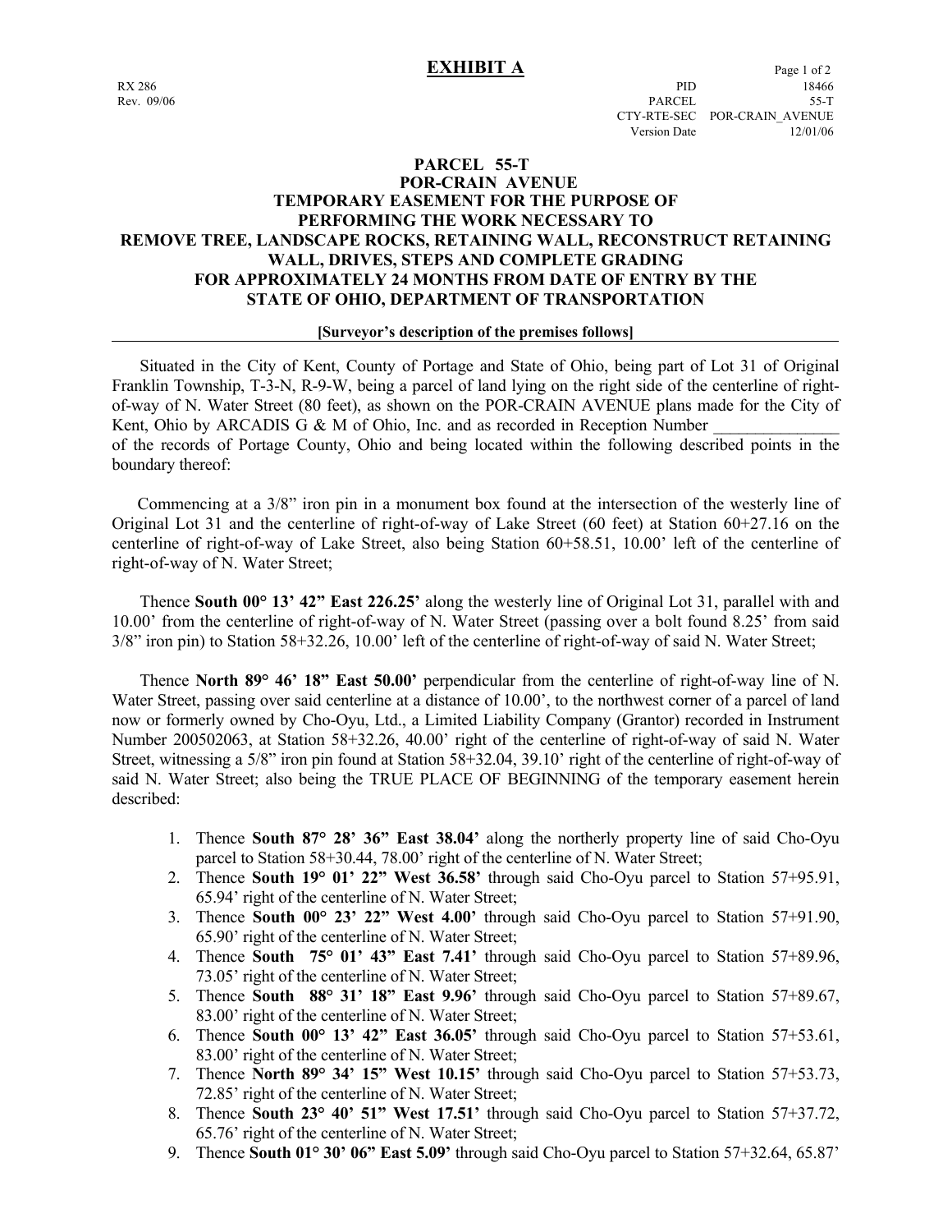# EXHIBIT A

RX 286
Rev. 09/06

PID 18466
PARCEL 55-T
CTY-RTE-SEC POR-CRAIN_AVENUE
Version Date 12/01/06

## PARCEL 55-T
## POR-CRAIN AVENUE
## TEMPORARY EASEMENT FOR THE PURPOSE OF PERFORMING THE WORK NECESSARY TO REMOVE TREE, LANDSCAPE ROCKS, RETAINING WALL, RECONSTRUCT RETAINING WALL, DRIVES, STEPS AND COMPLETE GRADING FOR APPROXIMATELY 24 MONTHS FROM DATE OF ENTRY BY THE STATE OF OHIO, DEPARTMENT OF TRANSPORTATION

**[Surveyor's description of the premises follows]**

Situated in the City of Kent, County of Portage and State of Ohio, being part of Lot 31 of Original Franklin Township, T-3-N, R-9-W, being a parcel of land lying on the right side of the centerline of right-of-way of N. Water Street (80 feet), as shown on the POR-CRAIN AVENUE plans made for the City of Kent, Ohio by ARCADIS G & M of Ohio, Inc. and as recorded in Reception Number _______________ of the records of Portage County, Ohio and being located within the following described points in the boundary thereof:

Commencing at a 3/8" iron pin in a monument box found at the intersection of the westerly line of Original Lot 31 and the centerline of right-of-way of Lake Street (60 feet) at Station 60+27.16 on the centerline of right-of-way of Lake Street, also being Station 60+58.51, 10.00' left of the centerline of right-of-way of N. Water Street;

Thence **South 00° 13' 42" East 226.25'** along the westerly line of Original Lot 31, parallel with and 10.00' from the centerline of right-of-way of N. Water Street (passing over a bolt found 8.25' from said 3/8" iron pin) to Station 58+32.26, 10.00' left of the centerline of right-of-way of said N. Water Street;

Thence **North 89° 46' 18" East 50.00'** perpendicular from the centerline of right-of-way line of N. Water Street, passing over said centerline at a distance of 10.00', to the northwest corner of a parcel of land now or formerly owned by Cho-Oyu, Ltd., a Limited Liability Company (Grantor) recorded in Instrument Number 200502063, at Station 58+32.26, 40.00' right of the centerline of right-of-way of said N. Water Street, witnessing a 5/8" iron pin found at Station 58+32.04, 39.10' right of the centerline of right-of-way of said N. Water Street; also being the TRUE PLACE OF BEGINNING of the temporary easement herein described:

1. Thence **South 87° 28' 36" East 38.04'** along the northerly property line of said Cho-Oyu parcel to Station 58+30.44, 78.00' right of the centerline of N. Water Street;
2. Thence **South 19° 01' 22" West 36.58'** through said Cho-Oyu parcel to Station 57+95.91, 65.94' right of the centerline of N. Water Street;
3. Thence **South 00° 23' 22" West 4.00'** through said Cho-Oyu parcel to Station 57+91.90, 65.90' right of the centerline of N. Water Street;
4. Thence **South 75° 01' 43" East 7.41'** through said Cho-Oyu parcel to Station 57+89.96, 73.05' right of the centerline of N. Water Street;
5. Thence **South 88° 31' 18" East 9.96'** through said Cho-Oyu parcel to Station 57+89.67, 83.00' right of the centerline of N. Water Street;
6. Thence **South 00° 13' 42" East 36.05'** through said Cho-Oyu parcel to Station 57+53.61, 83.00' right of the centerline of N. Water Street;
7. Thence **North 89° 34' 15" West 10.15'** through said Cho-Oyu parcel to Station 57+53.73, 72.85' right of the centerline of N. Water Street;
8. Thence **South 23° 40' 51" West 17.51'** through said Cho-Oyu parcel to Station 57+37.72, 65.76' right of the centerline of N. Water Street;
9. Thence **South 01° 30' 06" East 5.09'** through said Cho-Oyu parcel to Station 57+32.64, 65.87'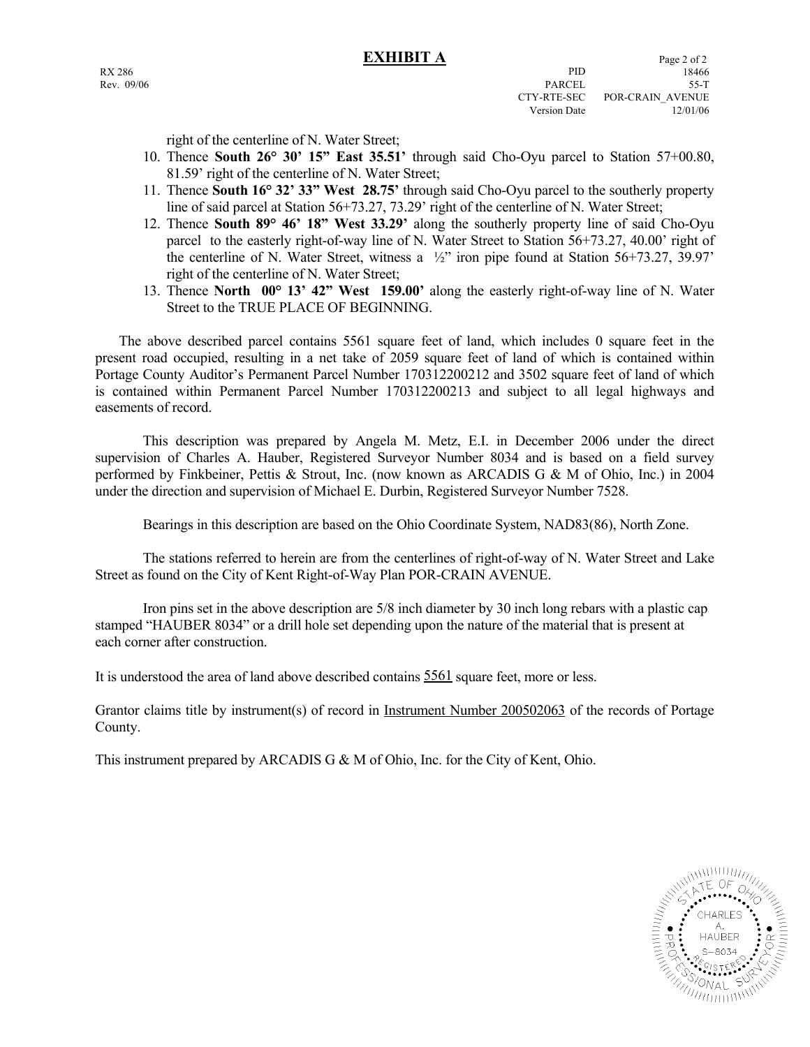# EXHIBIT A

RX 286
Rev. 09/06

PID 18466
PARCEL 55-T
CTY-RTE-SEC POR-CRAIN_AVENUE
Version Date 12/01/06

right of the centerline of N. Water Street;

10. Thence **South 26° 30' 15" East 35.51'** through said Cho-Oyu parcel to Station 57+00.80, 81.59' right of the centerline of N. Water Street;
11. Thence **South 16° 32' 33" West 28.75'** through said Cho-Oyu parcel to the southerly property line of said parcel at Station 56+73.27, 73.29' right of the centerline of N. Water Street;
12. Thence **South 89° 46' 18" West 33.29'** along the southerly property line of said Cho-Oyu parcel to the easterly right-of-way line of N. Water Street to Station 56+73.27, 40.00' right of the centerline of N. Water Street, witness a ½" iron pipe found at Station 56+73.27, 39.97' right of the centerline of N. Water Street;
13. Thence **North 00° 13' 42" West 159.00'** along the easterly right-of-way line of N. Water Street to the TRUE PLACE OF BEGINNING.

The above described parcel contains 5561 square feet of land, which includes 0 square feet in the present road occupied, resulting in a net take of 2059 square feet of land of which is contained within Portage County Auditor's Permanent Parcel Number 170312200212 and 3502 square feet of land of which is contained within Permanent Parcel Number 170312200213 and subject to all legal highways and easements of record.

This description was prepared by Angela M. Metz, E.I. in December 2006 under the direct supervision of Charles A. Hauber, Registered Surveyor Number 8034 and is based on a field survey performed by Finkbeiner, Pettis & Strout, Inc. (now known as ARCADIS G & M of Ohio, Inc.) in 2004 under the direction and supervision of Michael E. Durbin, Registered Surveyor Number 7528.

Bearings in this description are based on the Ohio Coordinate System, NAD83(86), North Zone.

The stations referred to herein are from the centerlines of right-of-way of N. Water Street and Lake Street as found on the City of Kent Right-of-Way Plan POR-CRAIN AVENUE.

Iron pins set in the above description are 5/8 inch diameter by 30 inch long rebars with a plastic cap stamped "HAUBER 8034" or a drill hole set depending upon the nature of the material that is present at each corner after construction.

It is understood the area of land above described contains 5561 square feet, more or less.

Grantor claims title by instrument(s) of record in Instrument Number 200502063 of the records of Portage County.

This instrument prepared by ARCADIS G & M of Ohio, Inc. for the City of Kent, Ohio.

STATE OF OHIO
CHARLES A. HAUBER
S-8034
REGISTERED
PROFESSIONAL SURVEYOR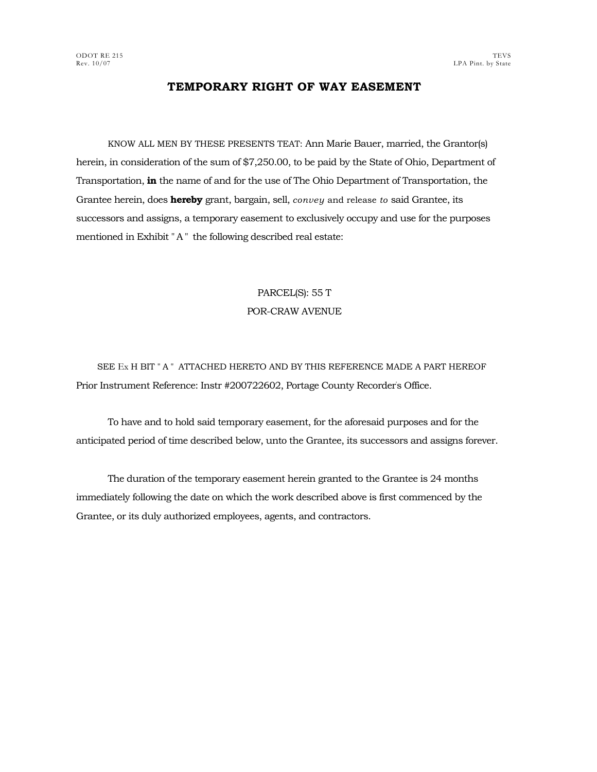ODOT RE 215
Rev. 10/07

TEVS
LPA Pint. by State

# TEMPORARY RIGHT OF WAY EASEMENT

KNOW ALL MEN BY THESE PRESENTS TEAT: Ann Marie Bauer, married, the Grantor(s) herein, in consideration of the sum of $7,250.00, to be paid by the State of Ohio, Department of Transportation, **in** the name of and for the use of The Ohio Department of Transportation, the Grantee herein, does **hereby** grant, bargain, sell, *convey* and release *to* said Grantee, its successors and assigns, a temporary easement to exclusively occupy and use for the purposes mentioned in Exhibit " A " the following described real estate:

PARCEL(S): 55 T
POR-CRAW AVENUE

SEE Ex H BIT " A " ATTACHED HERETO AND BY THIS REFERENCE MADE A PART HEREOF
Prior Instrument Reference: Instr #200722602, Portage County Recorder's Office.

To have and to hold said temporary easement, for the aforesaid purposes and for the anticipated period of time described below, unto the Grantee, its successors and assigns forever.

The duration of the temporary easement herein granted to the Grantee is 24 months immediately following the date on which the work described above is first commenced by the Grantee, or its duly authorized employees, agents, and contractors.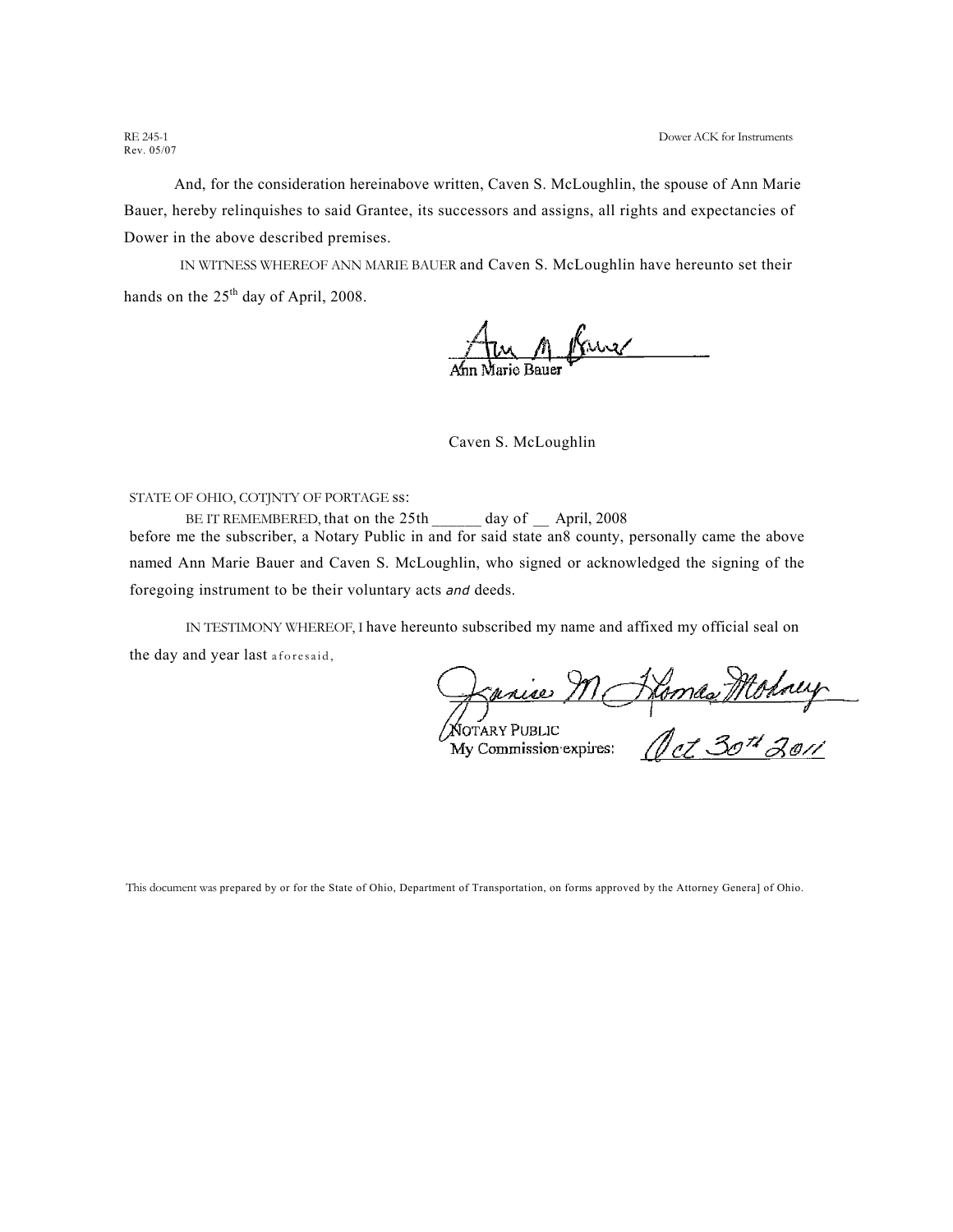RE 245-1
Rev. 05/07

Dower ACK for Instruments

And, for the consideration hereinabove written, Caven S. McLoughlin, the spouse of Ann Marie Bauer, hereby relinquishes to said Grantee, its successors and assigns, all rights and expectancies of Dower in the above described premises.

IN WITNESS WHEREOF ANN MARIE BAUER and Caven S. McLoughlin have hereunto set their hands on the 25th day of April, 2008.

Ann Marie Bauer

Caven S. McLoughlin

STATE OF OHIO, COTJNTY OF PORTAGE ss:

BE IT REMEMBERED, that on the 25th ______ day of __ April, 2008 before me the subscriber, a Notary Public in and for said state an8 county, personally came the above named Ann Marie Bauer and Caven S. McLoughlin, who signed or acknowledged the signing of the foregoing instrument to be their voluntary acts *and* deeds.

IN TESTIMONY WHEREOF, I have hereunto subscribed my name and affixed my official seal on the day and year last aforesaid,

NOTARY PUBLIC
My Commission expires: Oct 30th 2011

This document was prepared by or for the State of Ohio, Department of Transportation, on forms approved by the Attorney Genera] of Ohio.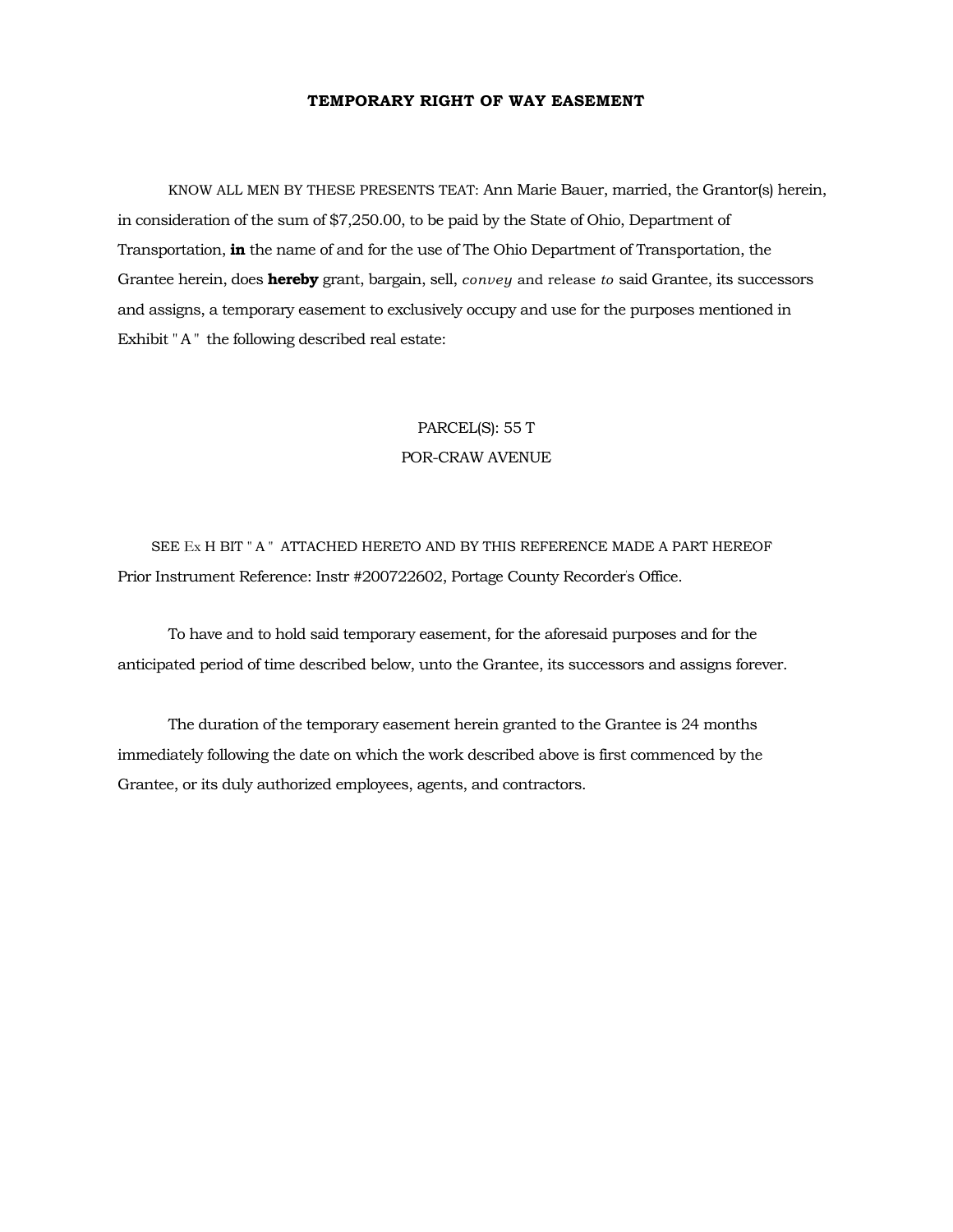**TEMPORARY RIGHT OF WAY EASEMENT**

KNOW ALL MEN BY THESE PRESENTS TEAT: Ann Marie Bauer, married, the Grantor(s) herein, in consideration of the sum of $7,250.00, to be paid by the State of Ohio, Department of Transportation, **in** the name of and for the use of The Ohio Department of Transportation, the Grantee herein, does **hereby** grant, bargain, sell, *convey* and release *to* said Grantee, its successors and assigns, a temporary easement to exclusively occupy and use for the purposes mentioned in Exhibit " A " the following described real estate:

PARCEL(S): 55 T
POR-CRAW AVENUE

SEE Ex H BIT " A " ATTACHED HERETO AND BY THIS REFERENCE MADE A PART HEREOF
Prior Instrument Reference: Instr #200722602, Portage County Recorder's Office.

To have and to hold said temporary easement, for the aforesaid purposes and for the anticipated period of time described below, unto the Grantee, its successors and assigns forever.

The duration of the temporary easement herein granted to the Grantee is 24 months immediately following the date on which the work described above is first commenced by the Grantee, or its duly authorized employees, agents, and contractors.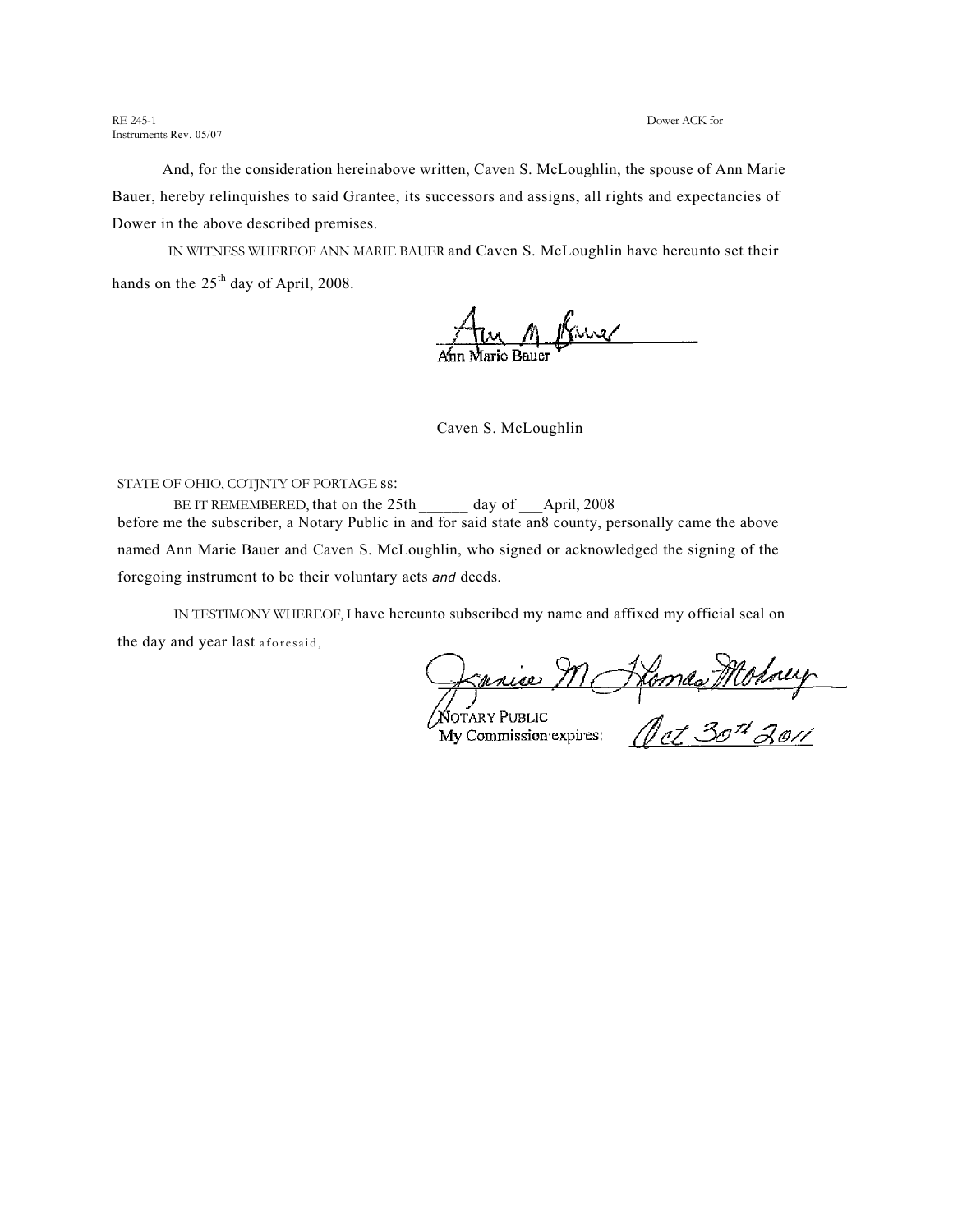RE 245-1
Instruments Rev. 05/07

Dower ACK for

And, for the consideration hereinabove written, Caven S. McLoughlin, the spouse of Ann Marie Bauer, hereby relinquishes to said Grantee, its successors and assigns, all rights and expectancies of Dower in the above described premises.

IN WITNESS WHEREOF ANN MARIE BAUER and Caven S. McLoughlin have hereunto set their hands on the 25th day of April, 2008.

Ann Marie Bauer

Caven S. McLoughlin

STATE OF OHIO, COTJNTY OF PORTAGE ss:

BE IT REMEMBERED, that on the 25th ______ day of ___April, 2008 before me the subscriber, a Notary Public in and for said state an8 county, personally came the above named Ann Marie Bauer and Caven S. McLoughlin, who signed or acknowledged the signing of the foregoing instrument to be their voluntary acts *and* deeds.

IN TESTIMONY WHEREOF, I have hereunto subscribed my name and affixed my official seal on the day and year last aforesaid,

NOTARY PUBLIC
My Commission expires: Oct 30th 2011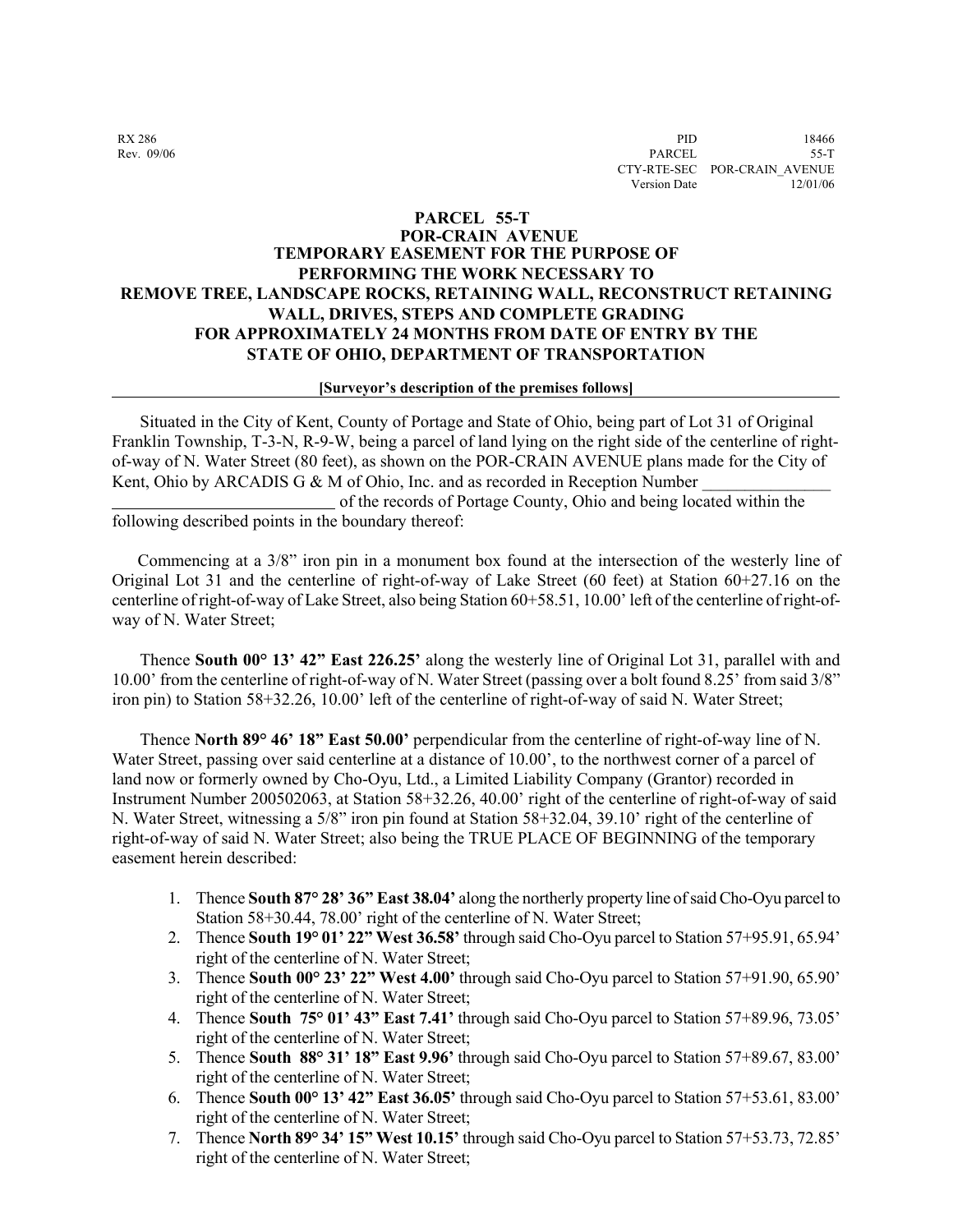RX 286
Rev. 09/06

PID 18466
PARCEL 55-T
CTY-RTE-SEC POR-CRAIN_AVENUE
Version Date 12/01/06

# PARCEL 55-T
## POR-CRAIN AVENUE
## TEMPORARY EASEMENT FOR THE PURPOSE OF PERFORMING THE WORK NECESSARY TO REMOVE TREE, LANDSCAPE ROCKS, RETAINING WALL, RECONSTRUCT RETAINING WALL, DRIVES, STEPS AND COMPLETE GRADING FOR APPROXIMATELY 24 MONTHS FROM DATE OF ENTRY BY THE STATE OF OHIO, DEPARTMENT OF TRANSPORTATION

**[Surveyor's description of the premises follows]**

Situated in the City of Kent, County of Portage and State of Ohio, being part of Lot 31 of Original Franklin Township, T-3-N, R-9-W, being a parcel of land lying on the right side of the centerline of right-of-way of N. Water Street (80 feet), as shown on the POR-CRAIN AVENUE plans made for the City of Kent, Ohio by ARCADIS G & M of Ohio, Inc. and as recorded in Reception Number ________________ ___________________________ of the records of Portage County, Ohio and being located within the following described points in the boundary thereof:

Commencing at a 3/8" iron pin in a monument box found at the intersection of the westerly line of Original Lot 31 and the centerline of right-of-way of Lake Street (60 feet) at Station 60+27.16 on the centerline of right-of-way of Lake Street, also being Station 60+58.51, 10.00' left of the centerline of right-of-way of N. Water Street;

Thence **South 00° 13' 42" East 226.25'** along the westerly line of Original Lot 31, parallel with and 10.00' from the centerline of right-of-way of N. Water Street (passing over a bolt found 8.25' from said 3/8" iron pin) to Station 58+32.26, 10.00' left of the centerline of right-of-way of said N. Water Street;

Thence **North 89° 46' 18" East 50.00'** perpendicular from the centerline of right-of-way line of N. Water Street, passing over said centerline at a distance of 10.00', to the northwest corner of a parcel of land now or formerly owned by Cho-Oyu, Ltd., a Limited Liability Company (Grantor) recorded in Instrument Number 200502063, at Station 58+32.26, 40.00' right of the centerline of right-of-way of said N. Water Street, witnessing a 5/8" iron pin found at Station 58+32.04, 39.10' right of the centerline of right-of-way of said N. Water Street; also being the TRUE PLACE OF BEGINNING of the temporary easement herein described:

1. Thence **South 87° 28' 36" East 38.04'** along the northerly property line of said Cho-Oyu parcel to Station 58+30.44, 78.00' right of the centerline of N. Water Street;
2. Thence **South 19° 01' 22" West 36.58'** through said Cho-Oyu parcel to Station 57+95.91, 65.94' right of the centerline of N. Water Street;
3. Thence **South 00° 23' 22" West 4.00'** through said Cho-Oyu parcel to Station 57+91.90, 65.90' right of the centerline of N. Water Street;
4. Thence **South 75° 01' 43" East 7.41'** through said Cho-Oyu parcel to Station 57+89.96, 73.05' right of the centerline of N. Water Street;
5. Thence **South 88° 31' 18" East 9.96'** through said Cho-Oyu parcel to Station 57+89.67, 83.00' right of the centerline of N. Water Street;
6. Thence **South 00° 13' 42" East 36.05'** through said Cho-Oyu parcel to Station 57+53.61, 83.00' right of the centerline of N. Water Street;
7. Thence **North 89° 34' 15" West 10.15'** through said Cho-Oyu parcel to Station 57+53.73, 72.85' right of the centerline of N. Water Street;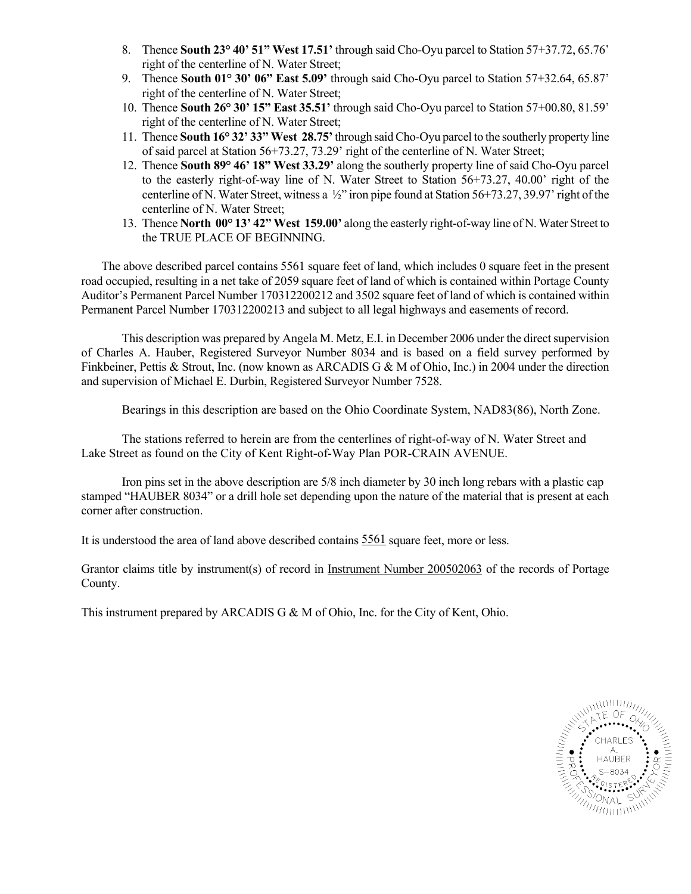8. Thence **South 23° 40' 51" West 17.51'** through said Cho-Oyu parcel to Station 57+37.72, 65.76' right of the centerline of N. Water Street;
9. Thence **South 01° 30' 06" East 5.09'** through said Cho-Oyu parcel to Station 57+32.64, 65.87' right of the centerline of N. Water Street;
10. Thence **South 26° 30' 15" East 35.51'** through said Cho-Oyu parcel to Station 57+00.80, 81.59' right of the centerline of N. Water Street;
11. Thence **South 16° 32' 33" West 28.75'** through said Cho-Oyu parcel to the southerly property line of said parcel at Station 56+73.27, 73.29' right of the centerline of N. Water Street;
12. Thence **South 89° 46' 18" West 33.29'** along the southerly property line of said Cho-Oyu parcel to the easterly right-of-way line of N. Water Street to Station 56+73.27, 40.00' right of the centerline of N. Water Street, witness a ½" iron pipe found at Station 56+73.27, 39.97' right of the centerline of N. Water Street;
13. Thence **North 00° 13' 42" West 159.00'** along the easterly right-of-way line of N. Water Street to the TRUE PLACE OF BEGINNING.

The above described parcel contains 5561 square feet of land, which includes 0 square feet in the present road occupied, resulting in a net take of 2059 square feet of land of which is contained within Portage County Auditor's Permanent Parcel Number 170312200212 and 3502 square feet of land of which is contained within Permanent Parcel Number 170312200213 and subject to all legal highways and easements of record.

This description was prepared by Angela M. Metz, E.I. in December 2006 under the direct supervision of Charles A. Hauber, Registered Surveyor Number 8034 and is based on a field survey performed by Finkbeiner, Pettis & Strout, Inc. (now known as ARCADIS G & M of Ohio, Inc.) in 2004 under the direction and supervision of Michael E. Durbin, Registered Surveyor Number 7528.

Bearings in this description are based on the Ohio Coordinate System, NAD83(86), North Zone.

The stations referred to herein are from the centerlines of right-of-way of N. Water Street and Lake Street as found on the City of Kent Right-of-Way Plan POR-CRAIN AVENUE.

Iron pins set in the above description are 5/8 inch diameter by 30 inch long rebars with a plastic cap stamped "HAUBER 8034" or a drill hole set depending upon the nature of the material that is present at each corner after construction.

It is understood the area of land above described contains 5561 square feet, more or less.

Grantor claims title by instrument(s) of record in Instrument Number 200502063 of the records of Portage County.

This instrument prepared by ARCADIS G & M of Ohio, Inc. for the City of Kent, Ohio.

STATE OF OHIO
CHARLES A. HAUBER
S-8034
REGISTERED
PROFESSIONAL SURVEYOR